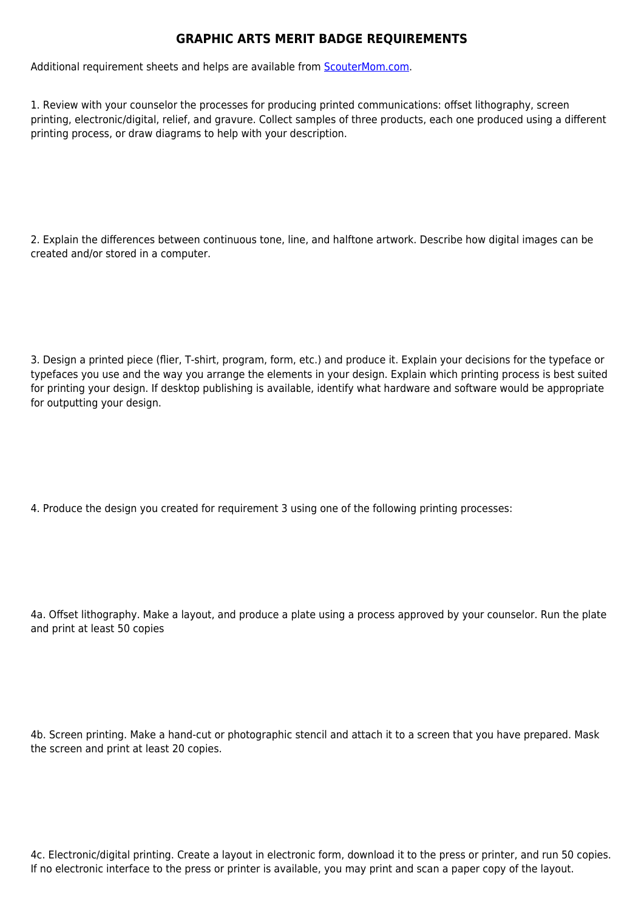# GRAPHIC ARTS MERIT BADGE REQUIREMENTS

Additional requirement sheets and helps are available from [ScouterMom.com](ScouterMom.com).

1. Review with your counselor the processes for producing printed communications: offset lithography, screen printing, electronic/digital, relief, and gravure. Collect samples of three products, each one produced using a different printing process, or draw diagrams to help with your description.

2. Explain the differences between continuous tone, line, and halftone artwork. Describe how digital images can be created and/or stored in a computer.

3. Design a printed piece (flier, T-shirt, program, form, etc.) and produce it. Explain your decisions for the typeface or typefaces you use and the way you arrange the elements in your design. Explain which printing process is best suited for printing your design. If desktop publishing is available, identify what hardware and software would be appropriate for outputting your design.

4. Produce the design you created for requirement 3 using one of the following printing processes:

4a. Offset lithography. Make a layout, and produce a plate using a process approved by your counselor. Run the plate and print at least 50 copies

4b. Screen printing. Make a hand-cut or photographic stencil and attach it to a screen that you have prepared. Mask the screen and print at least 20 copies.

4c. Electronic/digital printing. Create a layout in electronic form, download it to the press or printer, and run 50 copies. If no electronic interface to the press or printer is available, you may print and scan a paper copy of the layout.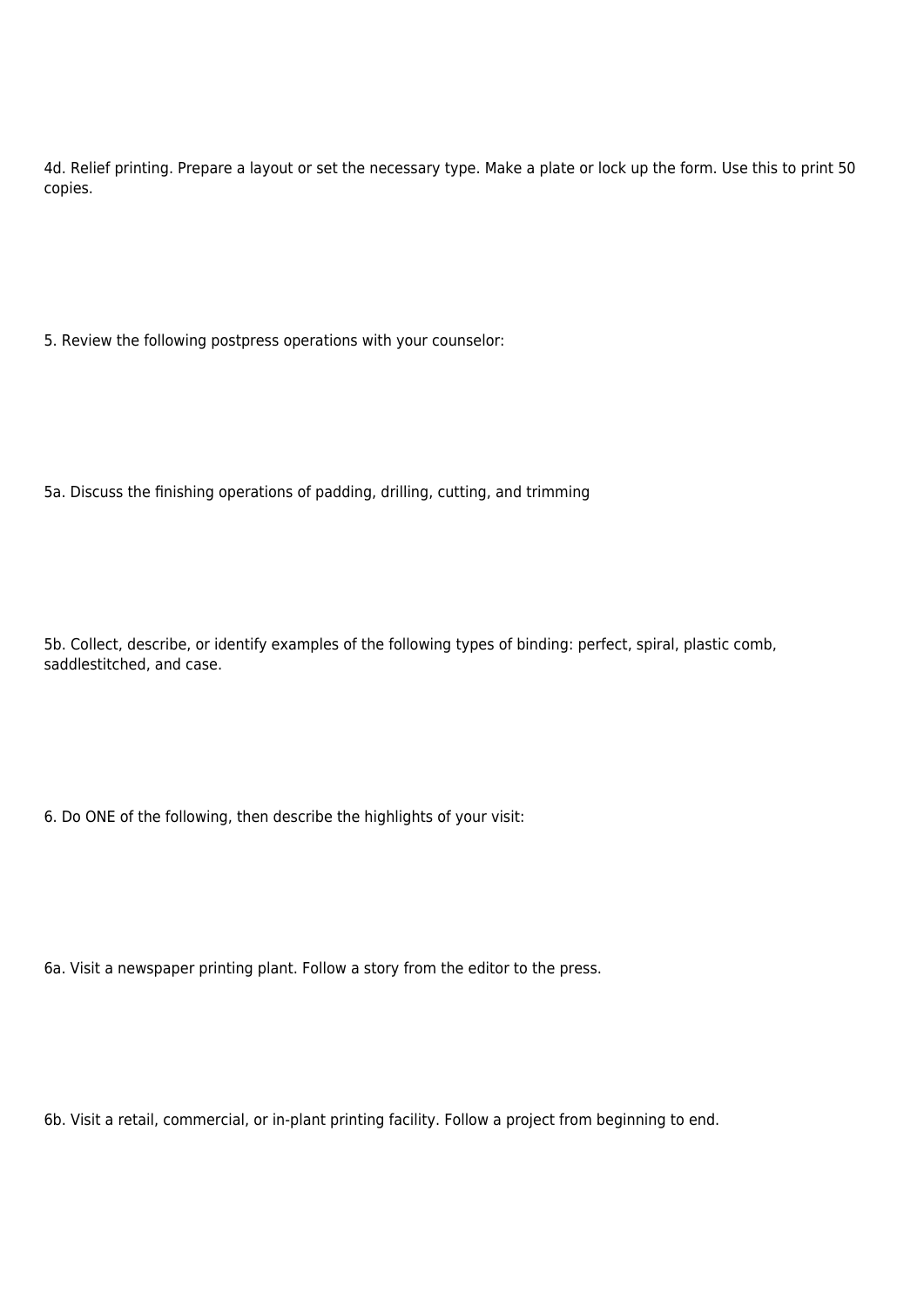4d. Relief printing. Prepare a layout or set the necessary type. Make a plate or lock up the form. Use this to print 50 copies.

5. Review the following postpress operations with your counselor:

5a. Discuss the finishing operations of padding, drilling, cutting, and trimming

5b. Collect, describe, or identify examples of the following types of binding: perfect, spiral, plastic comb, saddlestitched, and case.

6. Do ONE of the following, then describe the highlights of your visit:

6a. Visit a newspaper printing plant. Follow a story from the editor to the press.

6b. Visit a retail, commercial, or in-plant printing facility. Follow a project from beginning to end.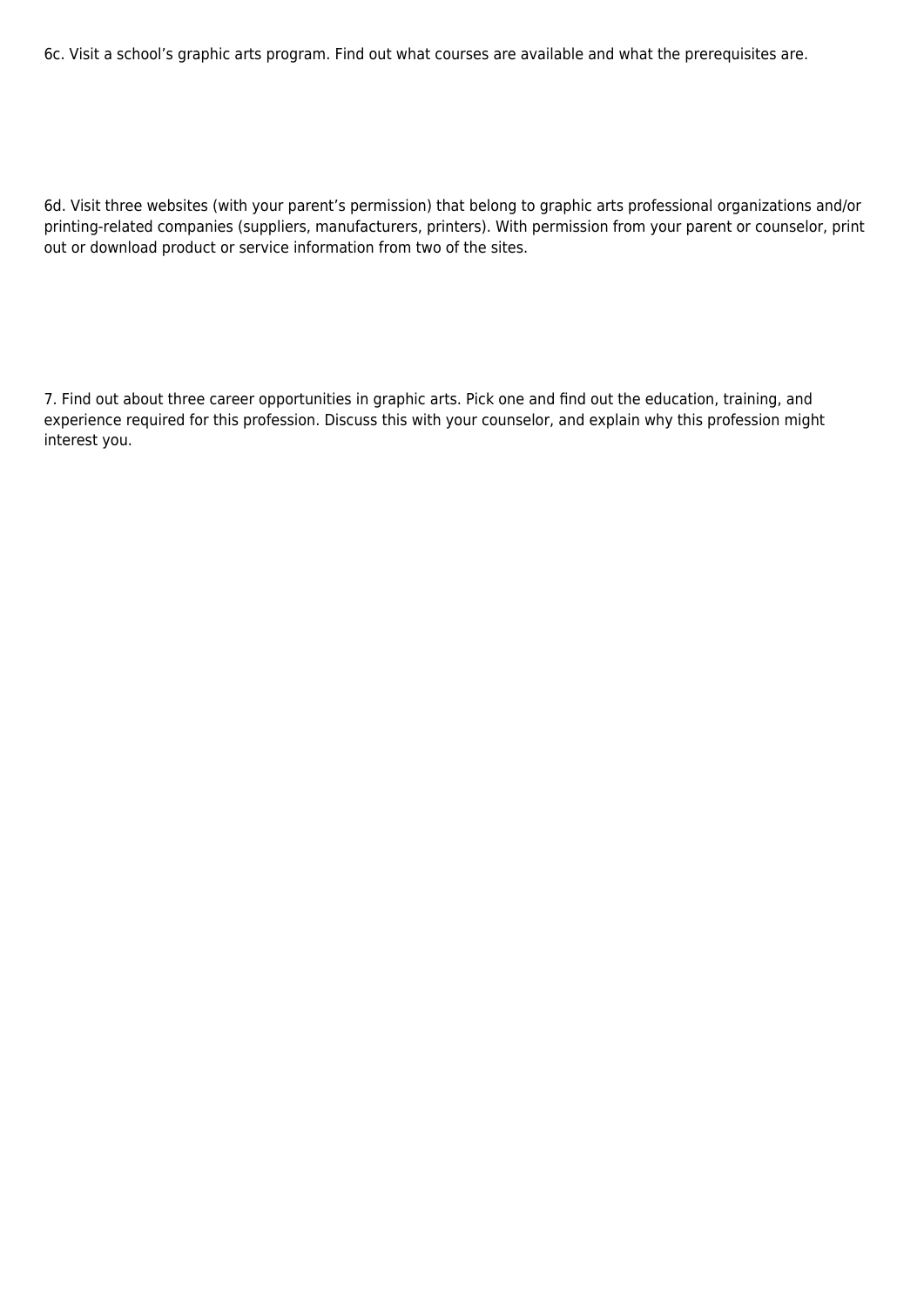6c. Visit a school's graphic arts program. Find out what courses are available and what the prerequisites are.

6d. Visit three websites (with your parent's permission) that belong to graphic arts professional organizations and/or printing-related companies (suppliers, manufacturers, printers). With permission from your parent or counselor, print out or download product or service information from two of the sites.

7. Find out about three career opportunities in graphic arts. Pick one and find out the education, training, and experience required for this profession. Discuss this with your counselor, and explain why this profession might interest you.